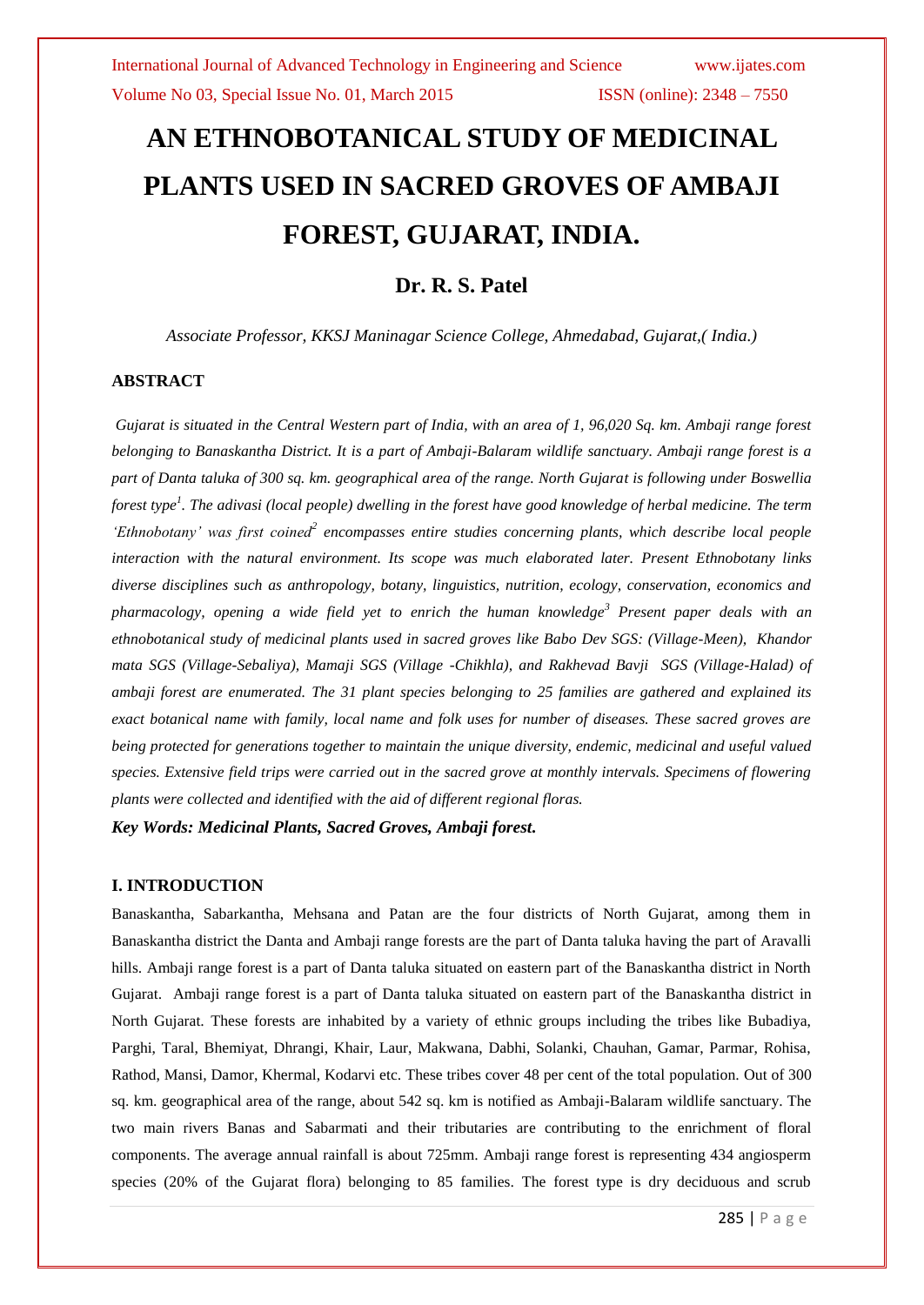# AN ETHNOBOTANICAL STUDY OF MEDICINAL PLANTS USED IN SACRED GROVES OF AMBAJI FOREST, GUJARAT, INDIA.

## Dr. R. S. Patel

*Associate Professor, KKSJ Maninagar Science College, Ahmedabad, Gujarat,( India.)*

### ABSTRACT

*Gujarat is situated in the Central Western part of India, with an area of 1, 96,020 Sq. km. Ambaji range forest belonging to Banaskantha District. It is a part of Ambaji-Balaram wildlife sanctuary. Ambaji range forest is a part of Danta taluka of 300 sq. km. geographical area of the range. North Gujarat is following under Boswellia forest type[1]. The adivasi (local people) dwelling in the forest have good knowledge of herbal medicine. The term 'Ethnobotany' was first coined[2] encompasses entire studies concerning plants, which describe local people interaction with the natural environment. Its scope was much elaborated later. Present Ethnobotany links diverse disciplines such as anthropology, botany, linguistics, nutrition, ecology, conservation, economics and pharmacology, opening a wide field yet to enrich the human knowledge[3] Present paper deals with an ethnobotanical study of medicinal plants used in sacred groves like Babo Dev SGS: (Village-Meen), Khandor mata SGS (Village-Sebaliya), Mamaji SGS (Village -Chikhla), and Rakhevad Bavji SGS (Village-Halad) of ambaji forest are enumerated. The 31 plant species belonging to 25 families are gathered and explained its exact botanical name with family, local name and folk uses for number of diseases. These sacred groves are being protected for generations together to maintain the unique diversity, endemic, medicinal and useful valued species. Extensive field trips were carried out in the sacred grove at monthly intervals. Specimens of flowering plants were collected and identified with the aid of different regional floras.*

***Key Words: Medicinal Plants, Sacred Groves, Ambaji forest.***

### I. INTRODUCTION

Banaskantha, Sabarkantha, Mehsana and Patan are the four districts of North Gujarat, among them in Banaskantha district the Danta and Ambaji range forests are the part of Danta taluka having the part of Aravalli hills. Ambaji range forest is a part of Danta taluka situated on eastern part of the Banaskantha district in North Gujarat. Ambaji range forest is a part of Danta taluka situated on eastern part of the Banaskantha district in North Gujarat. These forests are inhabited by a variety of ethnic groups including the tribes like Bubadiya, Parghi, Taral, Bhemiyat, Dhrangi, Khair, Laur, Makwana, Dabhi, Solanki, Chauhan, Gamar, Parmar, Rohisa, Rathod, Mansi, Damor, Khermal, Kodarvi etc. These tribes cover 48 per cent of the total population. Out of 300 sq. km. geographical area of the range, about 542 sq. km is notified as Ambaji-Balaram wildlife sanctuary. The two main rivers Banas and Sabarmati and their tributaries are contributing to the enrichment of floral components. The average annual rainfall is about 725mm. Ambaji range forest is representing 434 angiosperm species (20% of the Gujarat flora) belonging to 85 families. The forest type is dry deciduous and scrub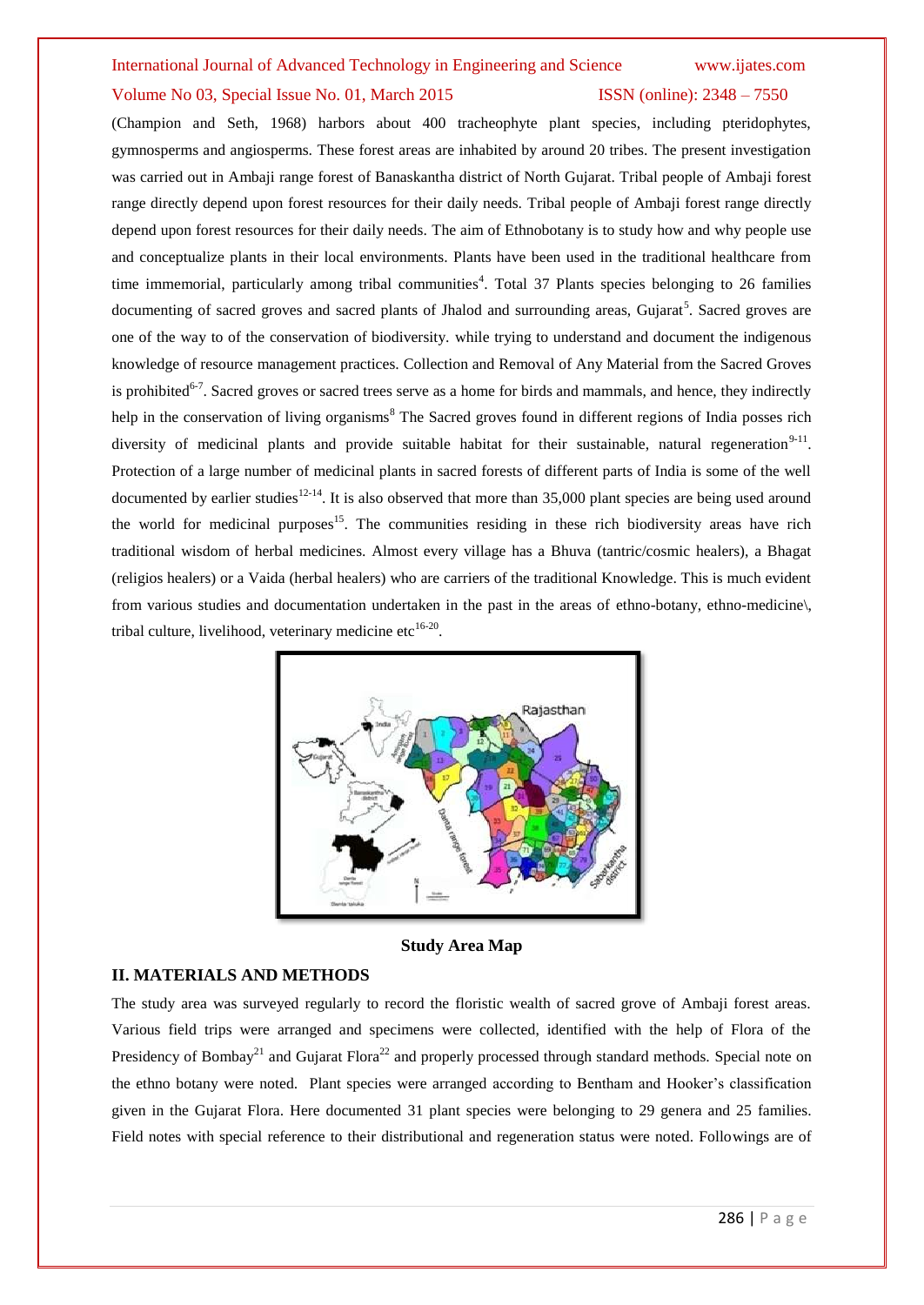(Champion and Seth, 1968) harbors about 400 tracheophyte plant species, including pteridophytes, gymnosperms and angiosperms. These forest areas are inhabited by around 20 tribes. The present investigation was carried out in Ambaji range forest of Banaskantha district of North Gujarat. Tribal people of Ambaji forest range directly depend upon forest resources for their daily needs. Tribal people of Ambaji forest range directly depend upon forest resources for their daily needs. The aim of Ethnobotany is to study how and why people use and conceptualize plants in their local environments. Plants have been used in the traditional healthcare from time immemorial, particularly among tribal communities[4]. Total 37 Plants species belonging to 26 families documenting of sacred groves and sacred plants of Jhalod and surrounding areas, Gujarat[5]. Sacred groves are one of the way to of the conservation of biodiversity. while trying to understand and document the indigenous knowledge of resource management practices. Collection and Removal of Any Material from the Sacred Groves is prohibited[6-7]. Sacred groves or sacred trees serve as a home for birds and mammals, and hence, they indirectly help in the conservation of living organisms[8] The Sacred groves found in different regions of India posses rich diversity of medicinal plants and provide suitable habitat for their sustainable, natural regeneration[9-11]. Protection of a large number of medicinal plants in sacred forests of different parts of India is some of the well documented by earlier studies[12-14]. It is also observed that more than 35,000 plant species are being used around the world for medicinal purposes[15]. The communities residing in these rich biodiversity areas have rich traditional wisdom of herbal medicines. Almost every village has a Bhuva (tantric/cosmic healers), a Bhagat (religios healers) or a Vaida (herbal healers) who are carriers of the traditional Knowledge. This is much evident from various studies and documentation undertaken in the past in the areas of ethno-botany, ethno-medicine\, tribal culture, livelihood, veterinary medicine etc[16-20].

**Study Area Map**

## II. MATERIALS AND METHODS

The study area was surveyed regularly to record the floristic wealth of sacred grove of Ambaji forest areas. Various field trips were arranged and specimens were collected, identified with the help of Flora of the Presidency of Bombay[21] and Gujarat Flora[22] and properly processed through standard methods. Special note on the ethno botany were noted. Plant species were arranged according to Bentham and Hooker's classification given in the Gujarat Flora. Here documented 31 plant species were belonging to 29 genera and 25 families. Field notes with special reference to their distributional and regeneration status were noted. Followings are of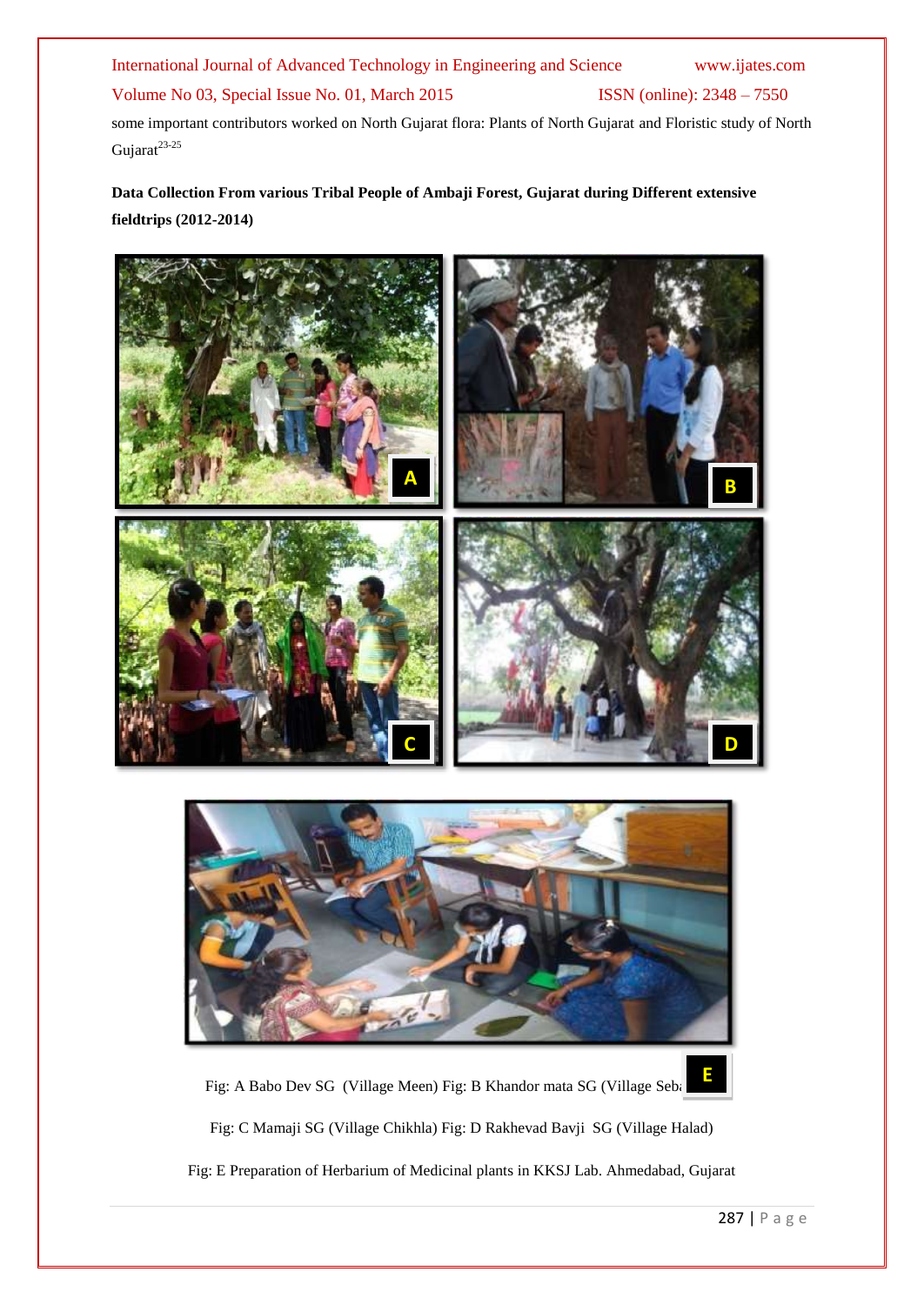some important contributors worked on North Gujarat flora: Plants of North Gujarat and Floristic study of North Gujarat[23-25]

**Data Collection From various Tribal People of Ambaji Forest, Gujarat during Different extensive fieldtrips (2012-2014)**

Fig: A Babo Dev SG (Village Meen) Fig: B Khandor mata SG (Village Seba

Fig: C Mamaji SG (Village Chikhla) Fig: D Rakhevad Bavji SG (Village Halad)

Fig: E Preparation of Herbarium of Medicinal plants in KKSJ Lab. Ahmedabad, Gujarat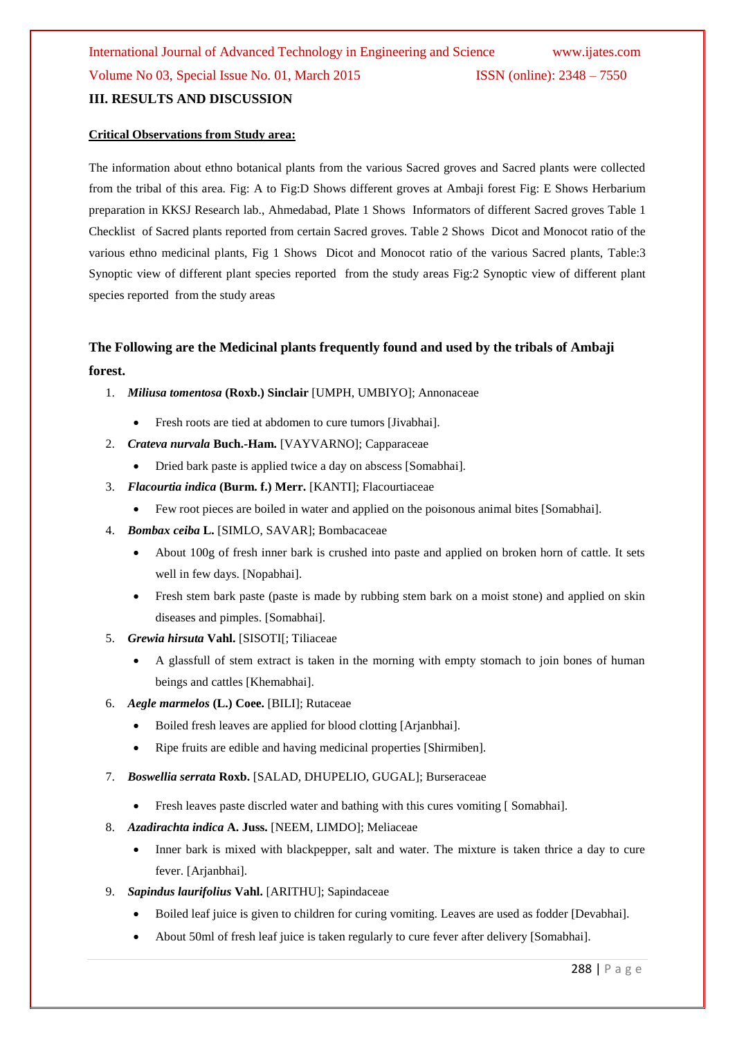## III. RESULTS AND DISCUSSION

**Critical Observations from Study area:**

The information about ethno botanical plants from the various Sacred groves and Sacred plants were collected from the tribal of this area. Fig: A to Fig:D Shows different groves at Ambaji forest Fig: E Shows Herbarium preparation in KKSJ Research lab., Ahmedabad, Plate 1 Shows Informators of different Sacred groves Table 1 Checklist of Sacred plants reported from certain Sacred groves. Table 2 Shows Dicot and Monocot ratio of the various ethno medicinal plants, Fig 1 Shows Dicot and Monocot ratio of the various Sacred plants, Table:3 Synoptic view of different plant species reported from the study areas Fig:2 Synoptic view of different plant species reported from the study areas

### The Following are the Medicinal plants frequently found and used by the tribals of Ambaji forest.

1. ***Miliusa tomentosa* (Roxb.) Sinclair** [UMPH, UMBIYO]; Annonaceae
   - Fresh roots are tied at abdomen to cure tumors [Jivabhai].
2. ***Crateva nurvala* Buch.-Ham.** [VAYVARNO]; Capparaceae
   - Dried bark paste is applied twice a day on abscess [Somabhai].
3. ***Flacourtia indica* (Burm. f.) Merr.** [KANTI]; Flacourtiaceae
   - Few root pieces are boiled in water and applied on the poisonous animal bites [Somabhai].
4. ***Bombax ceiba* L.** [SIMLO, SAVAR]; Bombacaceae
   - About 100g of fresh inner bark is crushed into paste and applied on broken horn of cattle. It sets well in few days. [Nopabhai].
   - Fresh stem bark paste (paste is made by rubbing stem bark on a moist stone) and applied on skin diseases and pimples. [Somabhai].
5. ***Grewia hirsuta* Vahl.** [SISOTI[; Tiliaceae
   - A glassfull of stem extract is taken in the morning with empty stomach to join bones of human beings and cattles [Khemabhai].
6. ***Aegle marmelos* (L.) Coee.** [BILI]; Rutaceae
   - Boiled fresh leaves are applied for blood clotting [Arjanbhai].
   - Ripe fruits are edible and having medicinal properties [Shirmiben].
7. ***Boswellia serrata* Roxb.** [SALAD, DHUPELIO, GUGAL]; Burseraceae
   - Fresh leaves paste discrled water and bathing with this cures vomiting [ Somabhai].
8. ***Azadirachta indica* A. Juss.** [NEEM, LIMDO]; Meliaceae
   - Inner bark is mixed with blackpepper, salt and water. The mixture is taken thrice a day to cure fever. [Arjanbhai].
9. ***Sapindus laurifolius* Vahl.** [ARITHU]; Sapindaceae
   - Boiled leaf juice is given to children for curing vomiting. Leaves are used as fodder [Devabhai].
   - About 50ml of fresh leaf juice is taken regularly to cure fever after delivery [Somabhai].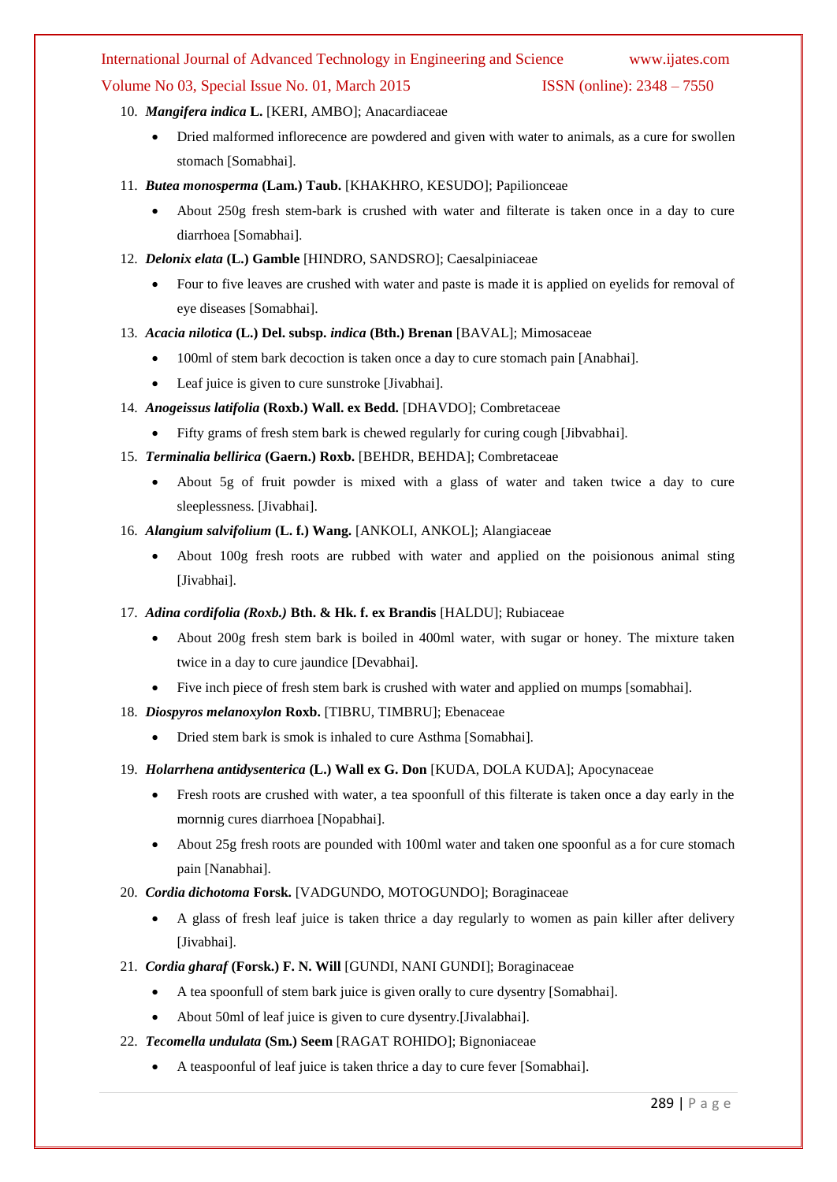10. ***Mangifera indica* L.** [KERI, AMBO]; Anacardiaceae
    - Dried malformed inflorecence are powdered and given with water to animals, as a cure for swollen stomach [Somabhai].
11. ***Butea monosperma* (Lam.) Taub.** [KHAKHRO, KESUDO]; Papilionceae
    - About 250g fresh stem-bark is crushed with water and filterate is taken once in a day to cure diarrhoea [Somabhai].
12. ***Delonix elata* (L.) Gamble** [HINDRO, SANDSRO]; Caesalpiniaceae
    - Four to five leaves are crushed with water and paste is made it is applied on eyelids for removal of eye diseases [Somabhai].
13. ***Acacia nilotica* (L.) Del. subsp. *indica* (Bth.) Brenan** [BAVAL]; Mimosaceae
    - 100ml of stem bark decoction is taken once a day to cure stomach pain [Anabhai].
    - Leaf juice is given to cure sunstroke [Jivabhai].
14. ***Anogeissus latifolia* (Roxb.) Wall. ex Bedd.** [DHAVDO]; Combretaceae
    - Fifty grams of fresh stem bark is chewed regularly for curing cough [Jibvabhai].
15. ***Terminalia bellirica* (Gaern.) Roxb.** [BEHDR, BEHDA]; Combretaceae
    - About 5g of fruit powder is mixed with a glass of water and taken twice a day to cure sleeplessness. [Jivabhai].
16. ***Alangium salvifolium* (L. f.) Wang.** [ANKOLI, ANKOL]; Alangiaceae
    - About 100g fresh roots are rubbed with water and applied on the poisionous animal sting [Jivabhai].
17. ***Adina cordifolia (Roxb.)* Bth. & Hk. f. ex Brandis** [HALDU]; Rubiaceae
    - About 200g fresh stem bark is boiled in 400ml water, with sugar or honey. The mixture taken twice in a day to cure jaundice [Devabhai].
    - Five inch piece of fresh stem bark is crushed with water and applied on mumps [somabhai].
18. ***Diospyros melanoxylon* Roxb.** [TIBRU, TIMBRU]; Ebenaceae
    - Dried stem bark is smok is inhaled to cure Asthma [Somabhai].
19. ***Holarrhena antidysenterica* (L.) Wall ex G. Don** [KUDA, DOLA KUDA]; Apocynaceae
    - Fresh roots are crushed with water, a tea spoonfull of this filterate is taken once a day early in the mornnig cures diarrhoea [Nopabhai].
    - About 25g fresh roots are pounded with 100ml water and taken one spoonful as a for cure stomach pain [Nanabhai].
20. ***Cordia dichotoma* Forsk.** [VADGUNDO, MOTOGUNDO]; Boraginaceae
    - A glass of fresh leaf juice is taken thrice a day regularly to women as pain killer after delivery [Jivabhai].
21. ***Cordia gharaf* (Forsk.) F. N. Will** [GUNDI, NANI GUNDI]; Boraginaceae
    - A tea spoonfull of stem bark juice is given orally to cure dysentry [Somabhai].
    - About 50ml of leaf juice is given to cure dysentry.[Jivalabhai].
22. ***Tecomella undulata* (Sm.) Seem** [RAGAT ROHIDO]; Bignoniaceae
    - A teaspoonful of leaf juice is taken thrice a day to cure fever [Somabhai].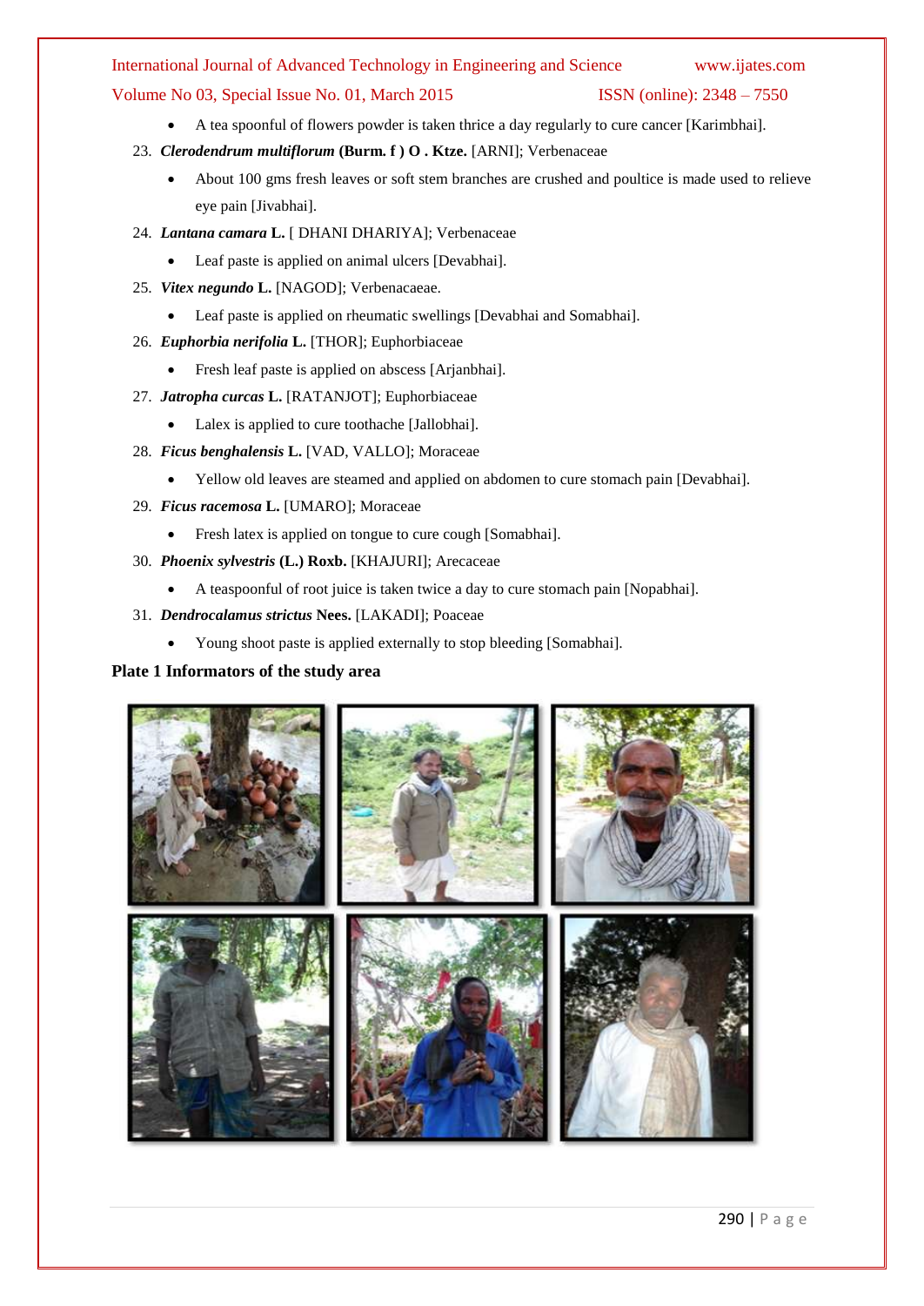- A tea spoonful of flowers powder is taken thrice a day regularly to cure cancer [Karimbhai].

23. ***Clerodendrum multiflorum* (Burm. f ) O . Ktze.** [ARNI]; Verbenaceae
    - About 100 gms fresh leaves or soft stem branches are crushed and poultice is made used to relieve eye pain [Jivabhai].
24. ***Lantana camara* L.** [ DHANI DHARIYA]; Verbenaceae
    - Leaf paste is applied on animal ulcers [Devabhai].
25. ***Vitex negundo* L.** [NAGOD]; Verbenacaeae.
    - Leaf paste is applied on rheumatic swellings [Devabhai and Somabhai].
26. ***Euphorbia nerifolia* L.** [THOR]; Euphorbiaceae
    - Fresh leaf paste is applied on abscess [Arjanbhai].
27. ***Jatropha curcas* L.** [RATANJOT]; Euphorbiaceae
    - Lalex is applied to cure toothache [Jallobhai].
28. ***Ficus benghalensis* L.** [VAD, VALLO]; Moraceae
    - Yellow old leaves are steamed and applied on abdomen to cure stomach pain [Devabhai].
29. ***Ficus racemosa* L.** [UMARO]; Moraceae
    - Fresh latex is applied on tongue to cure cough [Somabhai].
30. ***Phoenix sylvestris* (L.) Roxb.** [KHAJURI]; Arecaceae
    - A teaspoonful of root juice is taken twice a day to cure stomach pain [Nopabhai].
31. ***Dendrocalamus strictus* Nees.** [LAKADI]; Poaceae
    - Young shoot paste is applied externally to stop bleeding [Somabhai].

**Plate 1 Informators of the study area**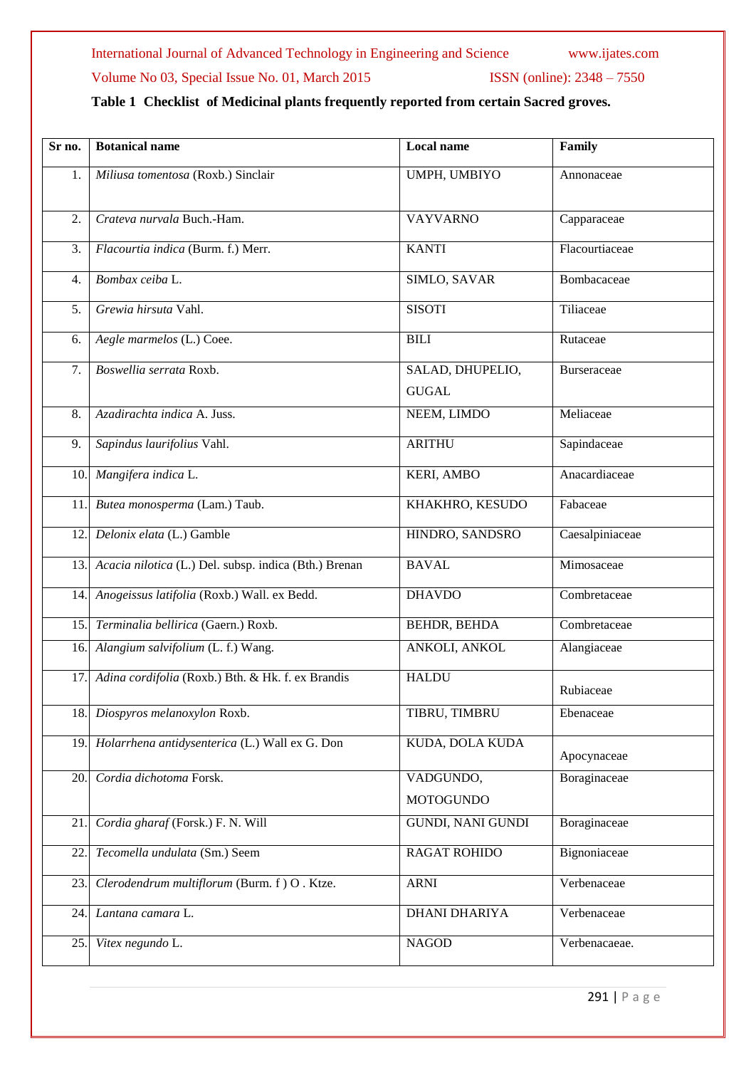**Table 1 Checklist of Medicinal plants frequently reported from certain Sacred groves.**

| Sr no. | Botanical name | Local name | Family |
|---|---|---|---|
| 1. | *Miliusa tomentosa* (Roxb.) Sinclair | UMPH, UMBIYO | Annonaceae |
| 2. | *Crateva nurvala* Buch.-Ham. | VAYVARNO | Capparaceae |
| 3. | *Flacourtia indica* (Burm. f.) Merr. | KANTI | Flacourtiaceae |
| 4. | *Bombax ceiba* L. | SIMLO, SAVAR | Bombacaceae |
| 5. | *Grewia hirsuta* Vahl. | SISOTI | Tiliaceae |
| 6. | *Aegle marmelos* (L.) Coee. | BILI | Rutaceae |
| 7. | *Boswellia serrata* Roxb. | SALAD, DHUPELIO, GUGAL | Burseraceae |
| 8. | *Azadirachta indica* A. Juss. | NEEM, LIMDO | Meliaceae |
| 9. | *Sapindus laurifolius* Vahl. | ARITHU | Sapindaceae |
| 10. | *Mangifera indica* L. | KERI, AMBO | Anacardiaceae |
| 11. | *Butea monosperma* (Lam.) Taub. | KHAKHRO, KESUDO | Fabaceae |
| 12. | *Delonix elata* (L.) Gamble | HINDRO, SANDSRO | Caesalpiniaceae |
| 13. | *Acacia nilotica* (L.) Del. subsp. indica (Bth.) Brenan | BAVAL | Mimosaceae |
| 14. | *Anogeissus latifolia* (Roxb.) Wall. ex Bedd. | DHAVDO | Combretaceae |
| 15. | *Terminalia bellirica* (Gaern.) Roxb. | BEHDR, BEHDA | Combretaceae |
| 16. | *Alangium salvifolium* (L. f.) Wang. | ANKOLI, ANKOL | Alangiaceae |
| 17. | *Adina cordifolia* (Roxb.) Bth. & Hk. f. ex Brandis | HALDU | Rubiaceae |
| 18. | *Diospyros melanoxylon* Roxb. | TIBRU, TIMBRU | Ebenaceae |
| 19. | *Holarrhena antidysenterica* (L.) Wall ex G. Don | KUDA, DOLA KUDA | Apocynaceae |
| 20. | *Cordia dichotoma* Forsk. | VADGUNDO, MOTOGUNDO | Boraginaceae |
| 21. | *Cordia gharaf* (Forsk.) F. N. Will | GUNDI, NANI GUNDI | Boraginaceae |
| 22. | *Tecomella undulata* (Sm.) Seem | RAGAT ROHIDO | Bignoniaceae |
| 23. | *Clerodendrum multiflorum* (Burm. f ) O . Ktze. | ARNI | Verbenaceae |
| 24. | *Lantana camara* L. | DHANI DHARIYA | Verbenaceae |
| 25. | *Vitex negundo* L. | NAGOD | Verbenacaeae. |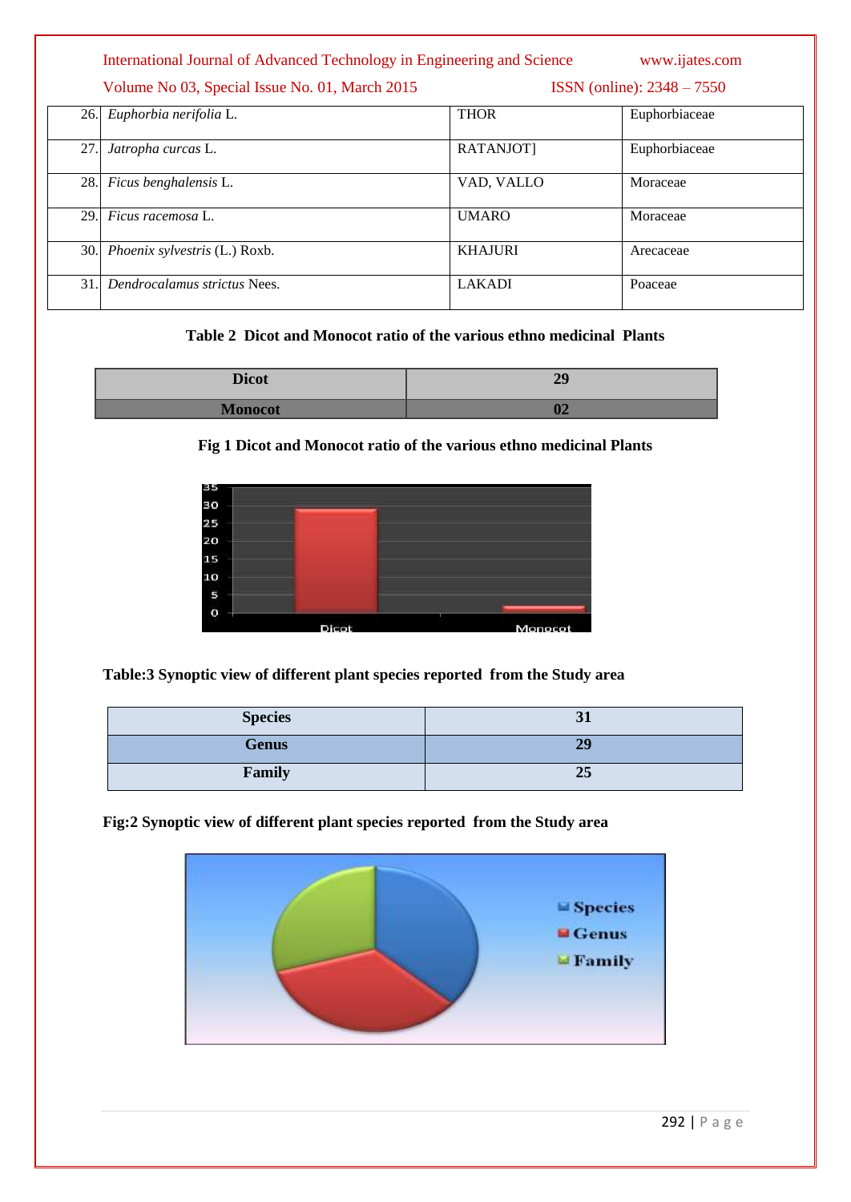| 26. | *Euphorbia nerifolia* L. | THOR | Euphorbiaceae |
|---|---|---|---|
| 27. | *Jatropha curcas* L. | RATANJOT] | Euphorbiaceae |
| 28. | *Ficus benghalensis* L. | VAD, VALLO | Moraceae |
| 29. | *Ficus racemosa* L. | UMARO | Moraceae |
| 30. | *Phoenix sylvestris* (L.) Roxb. | KHAJURI | Arecaceae |
| 31. | *Dendrocalamus strictus* Nees. | LAKADI | Poaceae |

**Table 2 Dicot and Monocot ratio of the various ethno medicinal Plants**

| Dicot | 29 |
|---|---|
| Monocot | 02 |

**Fig 1 Dicot and Monocot ratio of the various ethno medicinal Plants**

**Table:3 Synoptic view of different plant species reported from the Study area**

| Species | 31 |
|---|---|
| Genus | 29 |
| Family | 25 |

**Fig:2 Synoptic view of different plant species reported from the Study area**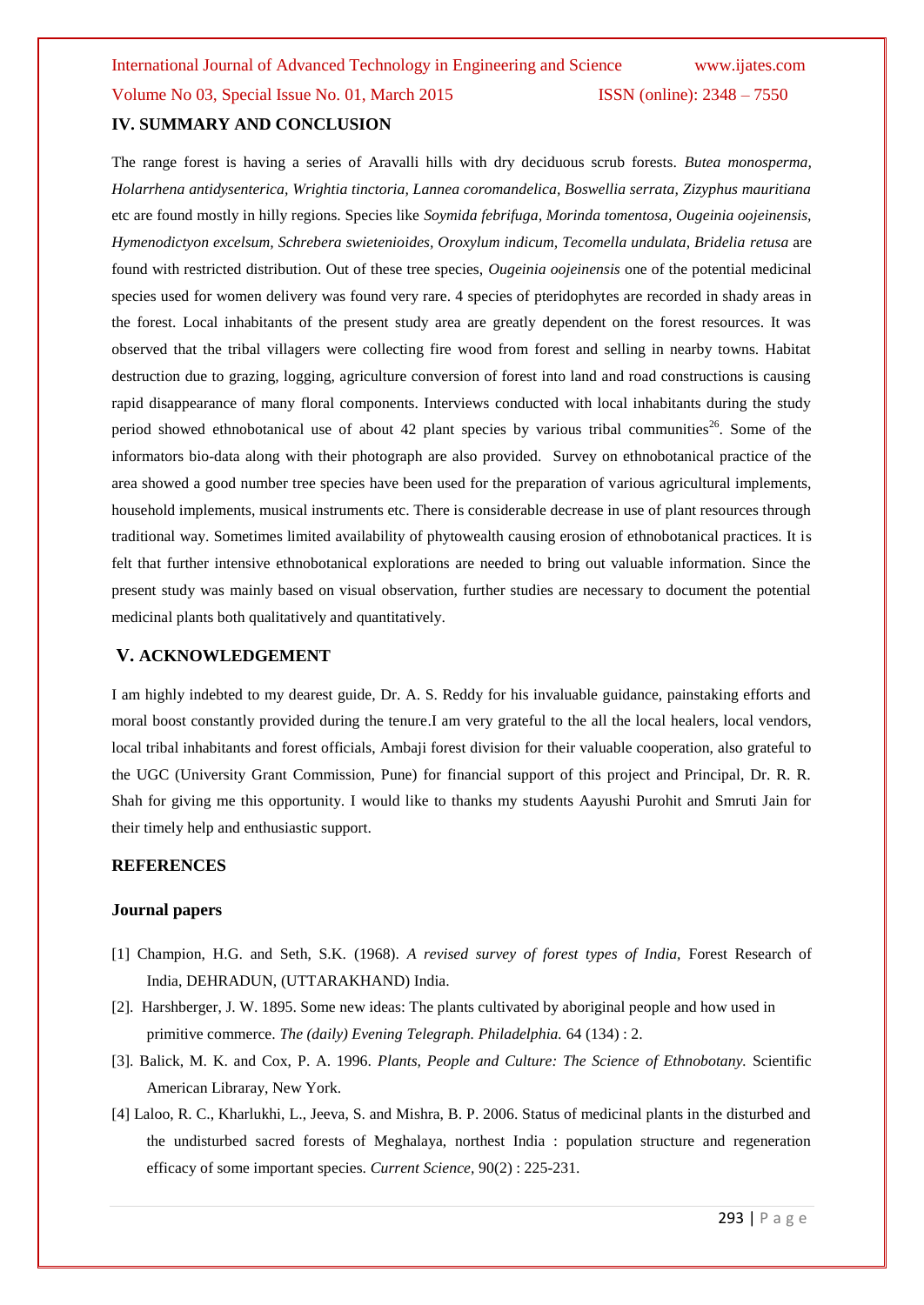## IV. SUMMARY AND CONCLUSION

The range forest is having a series of Aravalli hills with dry deciduous scrub forests. *Butea monosperma, Holarrhena antidysenterica, Wrightia tinctoria, Lannea coromandelica, Boswellia serrata, Zizyphus mauritiana* etc are found mostly in hilly regions. Species like *Soymida febrifuga, Morinda tomentosa, Ougeinia oojeinensis, Hymenodictyon excelsum, Schrebera swietenioides, Oroxylum indicum, Tecomella undulata, Bridelia retusa* are found with restricted distribution. Out of these tree species, *Ougeinia oojeinensis* one of the potential medicinal species used for women delivery was found very rare. 4 species of pteridophytes are recorded in shady areas in the forest. Local inhabitants of the present study area are greatly dependent on the forest resources. It was observed that the tribal villagers were collecting fire wood from forest and selling in nearby towns. Habitat destruction due to grazing, logging, agriculture conversion of forest into land and road constructions is causing rapid disappearance of many floral components. Interviews conducted with local inhabitants during the study period showed ethnobotanical use of about 42 plant species by various tribal communities[26]. Some of the informators bio-data along with their photograph are also provided. Survey on ethnobotanical practice of the area showed a good number tree species have been used for the preparation of various agricultural implements, household implements, musical instruments etc. There is considerable decrease in use of plant resources through traditional way. Sometimes limited availability of phytowealth causing erosion of ethnobotanical practices. It is felt that further intensive ethnobotanical explorations are needed to bring out valuable information. Since the present study was mainly based on visual observation, further studies are necessary to document the potential medicinal plants both qualitatively and quantitatively.

## V. ACKNOWLEDGEMENT

I am highly indebted to my dearest guide, Dr. A. S. Reddy for his invaluable guidance, painstaking efforts and moral boost constantly provided during the tenure.I am very grateful to the all the local healers, local vendors, local tribal inhabitants and forest officials, Ambaji forest division for their valuable cooperation, also grateful to the UGC (University Grant Commission, Pune) for financial support of this project and Principal, Dr. R. R. Shah for giving me this opportunity. I would like to thanks my students Aayushi Purohit and Smruti Jain for their timely help and enthusiastic support.

## REFERENCES

### Journal papers

[1] Champion, H.G. and Seth, S.K. (1968). *A revised survey of forest types of India*, Forest Research of India, DEHRADUN, (UTTARAKHAND) India.

[2]. Harshberger, J. W. 1895. Some new ideas: The plants cultivated by aboriginal people and how used in primitive commerce. *The (daily) Evening Telegraph. Philadelphia.* 64 (134) : 2.

[3]. Balick, M. K. and Cox, P. A. 1996. *Plants, People and Culture: The Science of Ethnobotany.* Scientific American Libraray, New York.

[4] Laloo, R. C., Kharlukhi, L., Jeeva, S. and Mishra, B. P. 2006. Status of medicinal plants in the disturbed and the undisturbed sacred forests of Meghalaya, northest India : population structure and regeneration efficacy of some important species. *Current Science*, 90(2) : 225-231.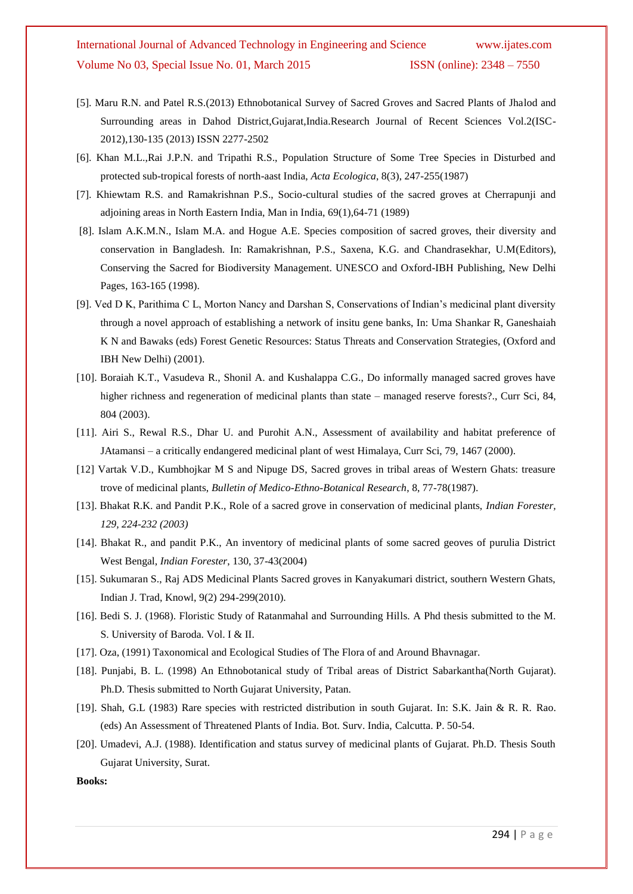[5]. Maru R.N. and Patel R.S.(2013) Ethnobotanical Survey of Sacred Groves and Sacred Plants of Jhalod and Surrounding areas in Dahod District,Gujarat,India.Research Journal of Recent Sciences Vol.2(ISC-2012),130-135 (2013) ISSN 2277-2502

[6]. Khan M.L.,Rai J.P.N. and Tripathi R.S., Population Structure of Some Tree Species in Disturbed and protected sub-tropical forests of north-aast India, *Acta Ecologica*, 8(3), 247-255(1987)

[7]. Khiewtam R.S. and Ramakrishnan P.S., Socio-cultural studies of the sacred groves at Cherrapunji and adjoining areas in North Eastern India, Man in India, 69(1),64-71 (1989)

[8]. Islam A.K.M.N., Islam M.A. and Hogue A.E. Species composition of sacred groves, their diversity and conservation in Bangladesh. In: Ramakrishnan, P.S., Saxena, K.G. and Chandrasekhar, U.M(Editors), Conserving the Sacred for Biodiversity Management. UNESCO and Oxford-IBH Publishing, New Delhi Pages, 163-165 (1998).

[9]. Ved D K, Parithima C L, Morton Nancy and Darshan S, Conservations of Indian's medicinal plant diversity through a novel approach of establishing a network of insitu gene banks, In: Uma Shankar R, Ganeshaiah K N and Bawaks (eds) Forest Genetic Resources: Status Threats and Conservation Strategies, (Oxford and IBH New Delhi) (2001).

[10]. Boraiah K.T., Vasudeva R., Shonil A. and Kushalappa C.G., Do informally managed sacred groves have higher richness and regeneration of medicinal plants than state – managed reserve forests?., Curr Sci, 84, 804 (2003).

[11]. Airi S., Rewal R.S., Dhar U. and Purohit A.N., Assessment of availability and habitat preference of JAtamansi – a critically endangered medicinal plant of west Himalaya, Curr Sci, 79, 1467 (2000).

[12] Vartak V.D., Kumbhojkar M S and Nipuge DS, Sacred groves in tribal areas of Western Ghats: treasure trove of medicinal plants, *Bulletin of Medico-Ethno-Botanical Research*, 8, 77-78(1987).

[13]. Bhakat R.K. and Pandit P.K., Role of a sacred grove in conservation of medicinal plants, *Indian Forester, 129, 224-232 (2003)*

[14]. Bhakat R., and pandit P.K., An inventory of medicinal plants of some sacred geoves of purulia District West Bengal, *Indian Forester*, 130, 37-43(2004)

[15]. Sukumaran S., Raj ADS Medicinal Plants Sacred groves in Kanyakumari district, southern Western Ghats, Indian J. Trad, Knowl, 9(2) 294-299(2010).

[16]. Bedi S. J. (1968). Floristic Study of Ratanmahal and Surrounding Hills. A Phd thesis submitted to the M. S. University of Baroda. Vol. I & II.

[17]. Oza, (1991) Taxonomical and Ecological Studies of The Flora of and Around Bhavnagar.

[18]. Punjabi, B. L. (1998) An Ethnobotanical study of Tribal areas of District Sabarkantha(North Gujarat). Ph.D. Thesis submitted to North Gujarat University, Patan.

[19]. Shah, G.L (1983) Rare species with restricted distribution in south Gujarat. In: S.K. Jain & R. R. Rao. (eds) An Assessment of Threatened Plants of India. Bot. Surv. India, Calcutta. P. 50-54.

[20]. Umadevi, A.J. (1988). Identification and status survey of medicinal plants of Gujarat. Ph.D. Thesis South Gujarat University, Surat.

**Books:**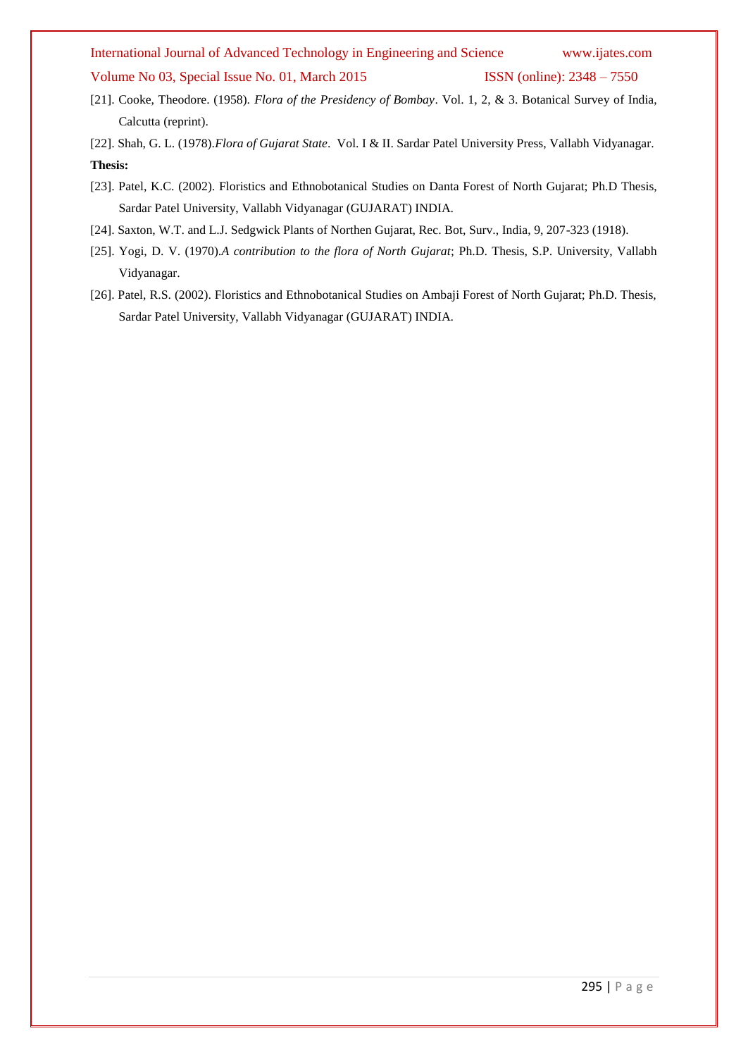[21]. Cooke, Theodore. (1958). *Flora of the Presidency of Bombay*. Vol. 1, 2, & 3. Botanical Survey of India, Calcutta (reprint).

[22]. Shah, G. L. (1978).*Flora of Gujarat State*. Vol. I & II. Sardar Patel University Press, Vallabh Vidyanagar.

**Thesis:**

[23]. Patel, K.C. (2002). Floristics and Ethnobotanical Studies on Danta Forest of North Gujarat; Ph.D Thesis, Sardar Patel University, Vallabh Vidyanagar (GUJARAT) INDIA.

[24]. Saxton, W.T. and L.J. Sedgwick Plants of Northen Gujarat, Rec. Bot, Surv., India, 9, 207-323 (1918).

[25]. Yogi, D. V. (1970).*A contribution to the flora of North Gujarat*; Ph.D. Thesis, S.P. University, Vallabh Vidyanagar.

[26]. Patel, R.S. (2002). Floristics and Ethnobotanical Studies on Ambaji Forest of North Gujarat; Ph.D. Thesis, Sardar Patel University, Vallabh Vidyanagar (GUJARAT) INDIA.